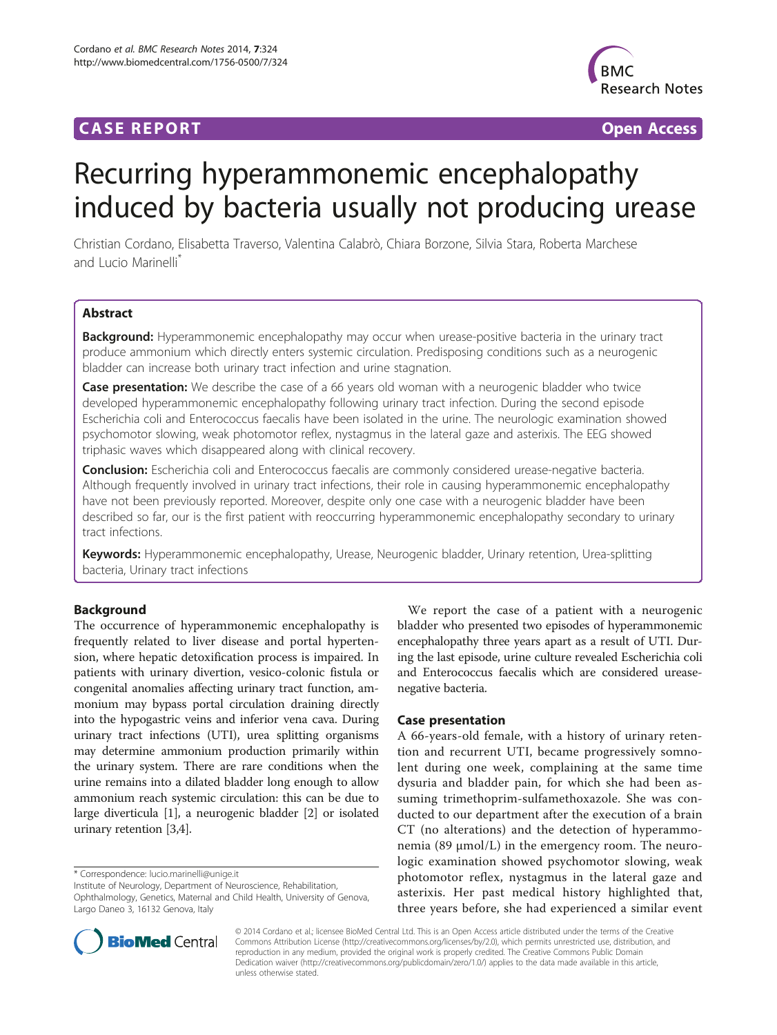CASE REPORT Open Access

# Recurring hyperammonemic encephalopathy induced by bacteria usually not producing urease

Christian Cordano, Elisabetta Traverso, Valentina Calabrò, Chiara Borzone, Silvia Stara, Roberta Marchese and Lucio Marinelli*

## Abstract

**Background:** Hyperammonemic encephalopathy may occur when urease-positive bacteria in the urinary tract produce ammonium which directly enters systemic circulation. Predisposing conditions such as a neurogenic bladder can increase both urinary tract infection and urine stagnation.

**Case presentation:** We describe the case of a 66 years old woman with a neurogenic bladder who twice developed hyperammonemic encephalopathy following urinary tract infection. During the second episode Escherichia coli and Enterococcus faecalis have been isolated in the urine. The neurologic examination showed psychomotor slowing, weak photomotor reflex, nystagmus in the lateral gaze and asterixis. The EEG showed triphasic waves which disappeared along with clinical recovery.

**Conclusion:** Escherichia coli and Enterococcus faecalis are commonly considered urease-negative bacteria. Although frequently involved in urinary tract infections, their role in causing hyperammonemic encephalopathy have not been previously reported. Moreover, despite only one case with a neurogenic bladder have been described so far, our is the first patient with reoccurring hyperammonemic encephalopathy secondary to urinary tract infections.

**Keywords:** Hyperammonemic encephalopathy, Urease, Neurogenic bladder, Urinary retention, Urea-splitting bacteria, Urinary tract infections

## Background

The occurrence of hyperammonemic encephalopathy is frequently related to liver disease and portal hypertension, where hepatic detoxification process is impaired. In patients with urinary divertion, vesico-colonic fistula or congenital anomalies affecting urinary tract function, ammonium may bypass portal circulation draining directly into the hypogastric veins and inferior vena cava. During urinary tract infections (UTI), urea splitting organisms may determine ammonium production primarily within the urinary system. There are rare conditions when the urine remains into a dilated bladder long enough to allow ammonium reach systemic circulation: this can be due to large diverticula [1], a neurogenic bladder [2] or isolated urinary retention [3,4].

We report the case of a patient with a neurogenic bladder who presented two episodes of hyperammonemic encephalopathy three years apart as a result of UTI. During the last episode, urine culture revealed Escherichia coli and Enterococcus faecalis which are considered urease-negative bacteria.

## Case presentation

A 66-years-old female, with a history of urinary retention and recurrent UTI, became progressively somnolent during one week, complaining at the same time dysuria and bladder pain, for which she had been assuming trimethoprim-sulfamethoxazole. She was conducted to our department after the execution of a brain CT (no alterations) and the detection of hyperammonemia (89 µmol/L) in the emergency room. The neurologic examination showed psychomotor slowing, weak photomotor reflex, nystagmus in the lateral gaze and asterixis. Her past medical history highlighted that, three years before, she had experienced a similar event

* Correspondence: lucio.marinelli@unige.it
Institute of Neurology, Department of Neuroscience, Rehabilitation, Ophthalmology, Genetics, Maternal and Child Health, University of Genova, Largo Daneo 3, 16132 Genova, Italy

© 2014 Cordano et al.; licensee BioMed Central Ltd. This is an Open Access article distributed under the terms of the Creative Commons Attribution License (http://creativecommons.org/licenses/by/2.0), which permits unrestricted use, distribution, and reproduction in any medium, provided the original work is properly credited. The Creative Commons Public Domain Dedication waiver (http://creativecommons.org/publicdomain/zero/1.0/) applies to the data made available in this article, unless otherwise stated.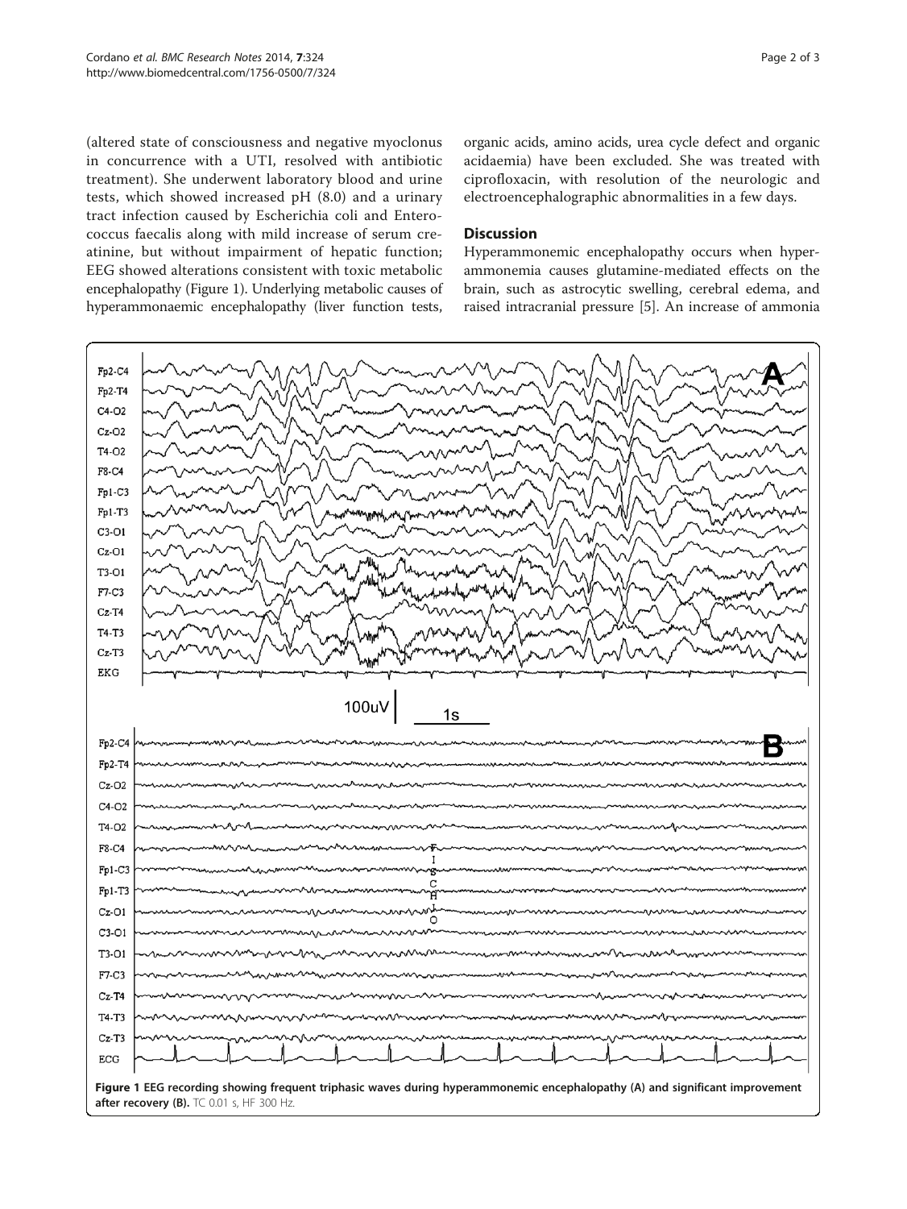(altered state of consciousness and negative myoclonus in concurrence with a UTI, resolved with antibiotic treatment). She underwent laboratory blood and urine tests, which showed increased pH (8.0) and a urinary tract infection caused by Escherichia coli and Enterococcus faecalis along with mild increase of serum creatinine, but without impairment of hepatic function; EEG showed alterations consistent with toxic metabolic encephalopathy (Figure 1). Underlying metabolic causes of hyperammonaemic encephalopathy (liver function tests, organic acids, amino acids, urea cycle defect and organic acidaemia) have been excluded. She was treated with ciprofloxacin, with resolution of the neurologic and electroencephalographic abnormalities in a few days.

## Discussion

Hyperammonemic encephalopathy occurs when hyperammonemia causes glutamine-mediated effects on the brain, such as astrocytic swelling, cerebral edema, and raised intracranial pressure [5]. An increase of ammonia

**Figure 1 EEG recording showing frequent triphasic waves during hyperammonemic encephalopathy (A) and significant improvement after recovery (B).** TC 0.01 s, HF 300 Hz.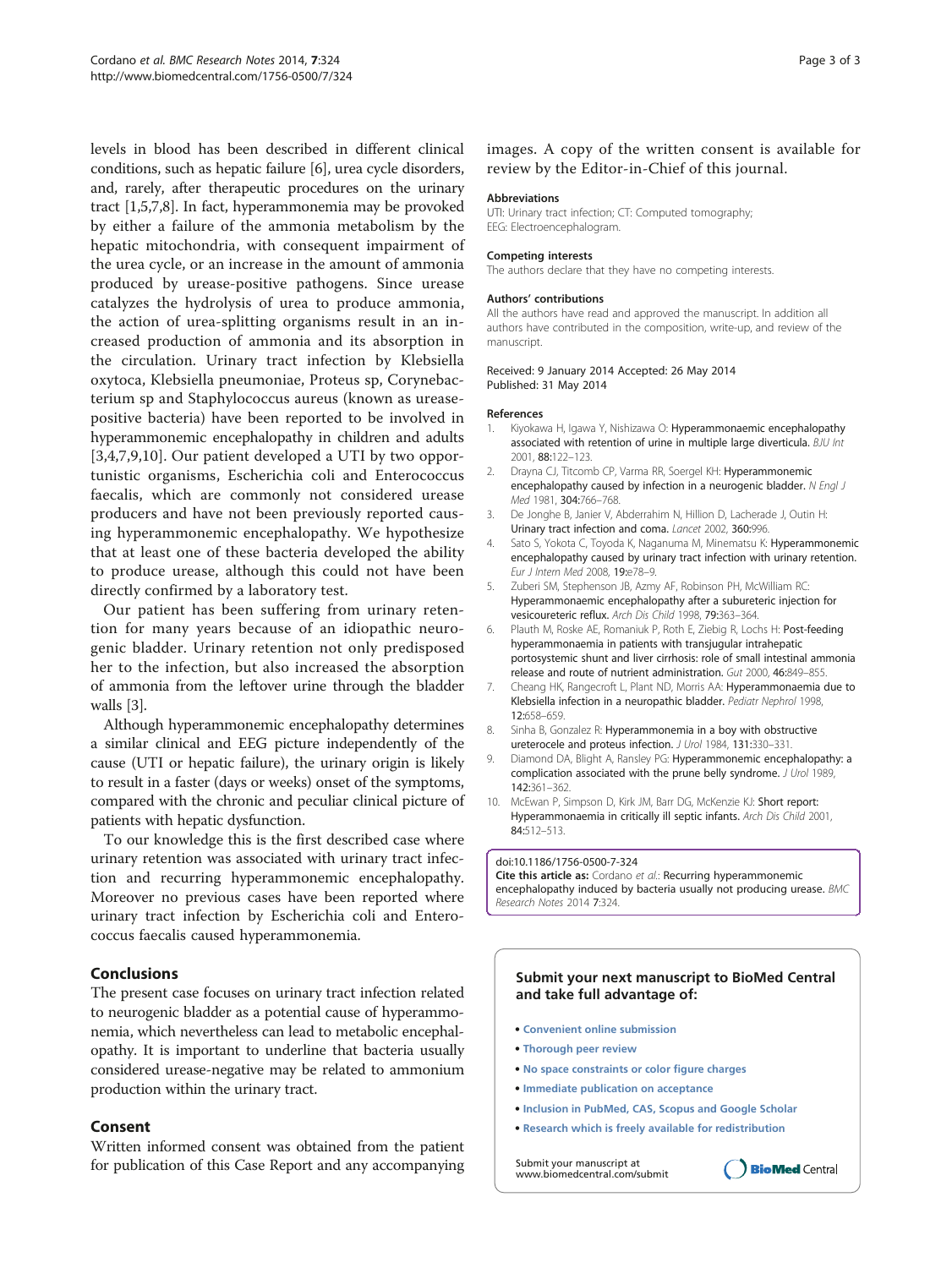levels in blood has been described in different clinical conditions, such as hepatic failure [6], urea cycle disorders, and, rarely, after therapeutic procedures on the urinary tract [1,5,7,8]. In fact, hyperammonemia may be provoked by either a failure of the ammonia metabolism by the hepatic mitochondria, with consequent impairment of the urea cycle, or an increase in the amount of ammonia produced by urease-positive pathogens. Since urease catalyzes the hydrolysis of urea to produce ammonia, the action of urea-splitting organisms result in an increased production of ammonia and its absorption in the circulation. Urinary tract infection by Klebsiella oxytoca, Klebsiella pneumoniae, Proteus sp, Corynebacterium sp and Staphylococcus aureus (known as urease-positive bacteria) have been reported to be involved in hyperammonemic encephalopathy in children and adults [3,4,7,9,10]. Our patient developed a UTI by two opportunistic organisms, Escherichia coli and Enterococcus faecalis, which are commonly not considered urease producers and have not been previously reported causing hyperammonemic encephalopathy. We hypothesize that at least one of these bacteria developed the ability to produce urease, although this could not have been directly confirmed by a laboratory test.

Our patient has been suffering from urinary retention for many years because of an idiopathic neurogenic bladder. Urinary retention not only predisposed her to the infection, but also increased the absorption of ammonia from the leftover urine through the bladder walls [3].

Although hyperammonemic encephalopathy determines a similar clinical and EEG picture independently of the cause (UTI or hepatic failure), the urinary origin is likely to result in a faster (days or weeks) onset of the symptoms, compared with the chronic and peculiar clinical picture of patients with hepatic dysfunction.

To our knowledge this is the first described case where urinary retention was associated with urinary tract infection and recurring hyperammonemic encephalopathy. Moreover no previous cases have been reported where urinary tract infection by Escherichia coli and Enterococcus faecalis caused hyperammonemia.

## Conclusions

The present case focuses on urinary tract infection related to neurogenic bladder as a potential cause of hyperammonemia, which nevertheless can lead to metabolic encephalopathy. It is important to underline that bacteria usually considered urease-negative may be related to ammonium production within the urinary tract.

## Consent

Written informed consent was obtained from the patient for publication of this Case Report and any accompanying images. A copy of the written consent is available for review by the Editor-in-Chief of this journal.

#### Abbreviations

UTI: Urinary tract infection; CT: Computed tomography; EEG: Electroencephalogram.

#### Competing interests

The authors declare that they have no competing interests.

#### Authors' contributions

All the authors have read and approved the manuscript. In addition all authors have contributed in the composition, write-up, and review of the manuscript.

Received: 9 January 2014 Accepted: 26 May 2014
Published: 31 May 2014

#### References

1. Kiyokawa H, Igawa Y, Nishizawa O: **Hyperammonaemic encephalopathy associated with retention of urine in multiple large diverticula.** *BJU Int* 2001, **88:**122–123.
2. Drayna CJ, Titcomb CP, Varma RR, Soergel KH: **Hyperammonemic encephalopathy caused by infection in a neurogenic bladder.** *N Engl J Med* 1981, **304:**766–768.
3. De Jonghe B, Janier V, Abderrahim N, Hillion D, Lacherade J, Outin H: **Urinary tract infection and coma.** *Lancet* 2002, **360:**996.
4. Sato S, Yokota C, Toyoda K, Naganuma M, Minematsu K: **Hyperammonemic encephalopathy caused by urinary tract infection with urinary retention.** *Eur J Intern Med* 2008, **19:**e78–9.
5. Zuberi SM, Stephenson JB, Azmy AF, Robinson PH, McWilliam RC: **Hyperammonaemic encephalopathy after a subureteric injection for vesicoureteric reflux.** *Arch Dis Child* 1998, **79:**363–364.
6. Plauth M, Roske AE, Romaniuk P, Roth E, Ziebig R, Lochs H: **Post-feeding hyperammonaemia in patients with transjugular intrahepatic portosystemic shunt and liver cirrhosis: role of small intestinal ammonia release and route of nutrient administration.** *Gut* 2000, **46:**849–855.
7. Cheang HK, Rangecroft L, Plant ND, Morris AA: **Hyperammonaemia due to Klebsiella infection in a neuropathic bladder.** *Pediatr Nephrol* 1998, **12:**658–659.
8. Sinha B, Gonzalez R: **Hyperammonemia in a boy with obstructive ureterocele and proteus infection.** *J Urol* 1984, **131:**330–331.
9. Diamond DA, Blight A, Ransley PG: **Hyperammonemic encephalopathy: a complication associated with the prune belly syndrome.** *J Urol* 1989, **142:**361–362.
10. McEwan P, Simpson D, Kirk JM, Barr DG, McKenzie KJ: **Short report: Hyperammonaemia in critically ill septic infants.** *Arch Dis Child* 2001, **84:**512–513.

doi:10.1186/1756-0500-7-324
**Cite this article as:** Cordano *et al.*: Recurring hyperammonemic encephalopathy induced by bacteria usually not producing urease. *BMC Research Notes* 2014 **7**:324.

**Submit your next manuscript to BioMed Central and take full advantage of:**

- **Convenient online submission**
- **Thorough peer review**
- **No space constraints or color figure charges**
- **Immediate publication on acceptance**
- **Inclusion in PubMed, CAS, Scopus and Google Scholar**
- **Research which is freely available for redistribution**

Submit your manuscript at
www.biomedcentral.com/submit